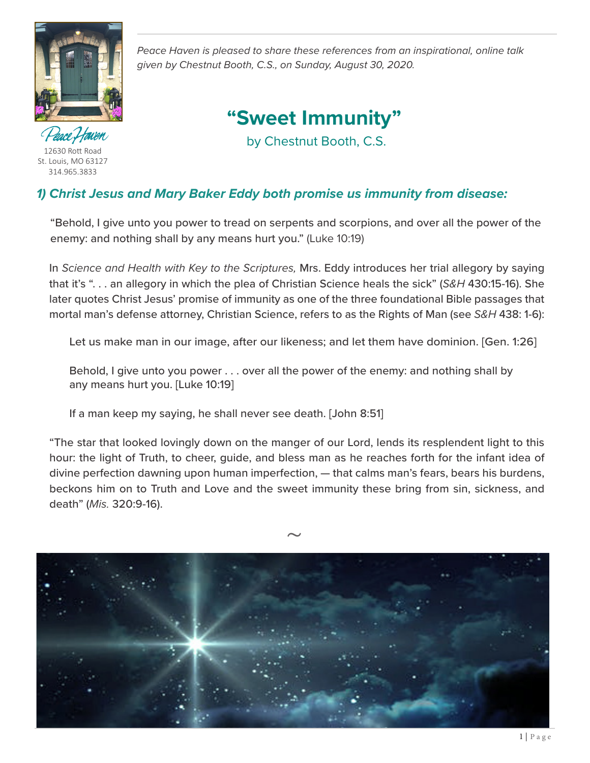Peace Haven
12630 Rott Road
St. Louis, MO 63127
314.965.3833

*Peace Haven is pleased to share these references from an inspirational, online talk given by Chestnut Booth, C.S., on Sunday, August 30, 2020.*

# "Sweet Immunity"

by Chestnut Booth, C.S.

## *1) Christ Jesus and Mary Baker Eddy both promise us immunity from disease:*

"Behold, I give unto you power to tread on serpents and scorpions, and over all the power of the enemy: and nothing shall by any means hurt you." (Luke 10:19)

In *Science and Health with Key to the Scriptures,* Mrs. Eddy introduces her trial allegory by saying that it's ". . . an allegory in which the plea of Christian Science heals the sick" (*S&H* 430:15-16). She later quotes Christ Jesus' promise of immunity as one of the three foundational Bible passages that mortal man's defense attorney, Christian Science, refers to as the Rights of Man (see *S&H* 438: 1-6):

> Let us make man in our image, after our likeness; and let them have dominion. [Gen. 1:26]
>
> Behold, I give unto you power . . . over all the power of the enemy: and nothing shall by any means hurt you. [Luke 10:19]
>
> If a man keep my saying, he shall never see death. [John 8:51]

"The star that looked lovingly down on the manger of our Lord, lends its resplendent light to this hour: the light of Truth, to cheer, guide, and bless man as he reaches forth for the infant idea of divine perfection dawning upon human imperfection, — that calms man's fears, bears his burdens, beckons him on to Truth and Love and the sweet immunity these bring from sin, sickness, and death" (*Mis.* 320:9-16).

~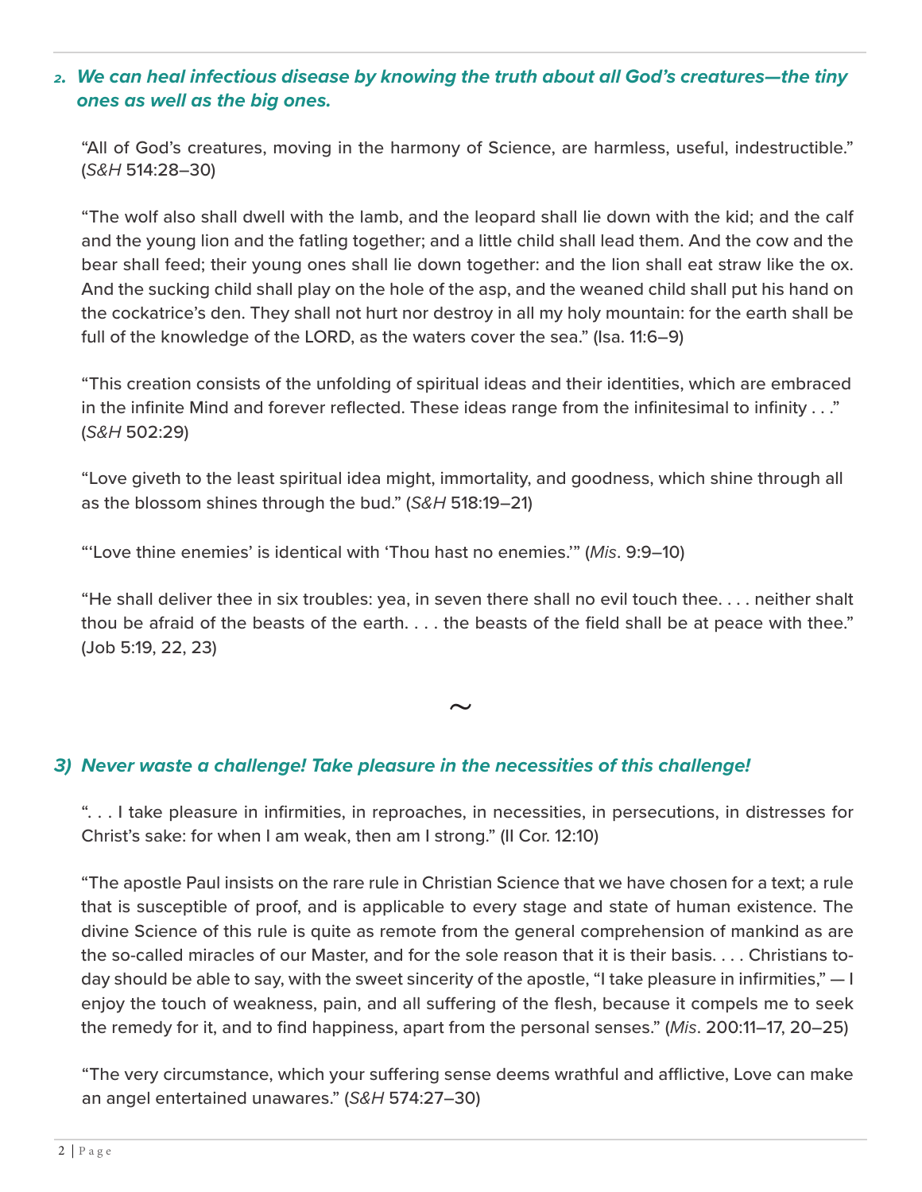2. ***We can heal infectious disease by knowing the truth about all God's creatures—the tiny ones as well as the big ones.***

"All of God's creatures, moving in the harmony of Science, are harmless, useful, indestructible." (*S&H* 514:28–30)

"The wolf also shall dwell with the lamb, and the leopard shall lie down with the kid; and the calf and the young lion and the fatling together; and a little child shall lead them. And the cow and the bear shall feed; their young ones shall lie down together: and the lion shall eat straw like the ox. And the sucking child shall play on the hole of the asp, and the weaned child shall put his hand on the cockatrice's den. They shall not hurt nor destroy in all my holy mountain: for the earth shall be full of the knowledge of the LORD, as the waters cover the sea." (Isa. 11:6–9)

"This creation consists of the unfolding of spiritual ideas and their identities, which are embraced in the infinite Mind and forever reflected. These ideas range from the infinitesimal to infinity . . ." (*S&H* 502:29)

"Love giveth to the least spiritual idea might, immortality, and goodness, which shine through all as the blossom shines through the bud." (*S&H* 518:19–21)

"'Love thine enemies' is identical with 'Thou hast no enemies.'" (*Mis*. 9:9–10)

"He shall deliver thee in six troubles: yea, in seven there shall no evil touch thee. . . . neither shalt thou be afraid of the beasts of the earth. . . . the beasts of the field shall be at peace with thee." (Job 5:19, 22, 23)

~

***3) Never waste a challenge! Take pleasure in the necessities of this challenge!***

". . . I take pleasure in infirmities, in reproaches, in necessities, in persecutions, in distresses for Christ's sake: for when I am weak, then am I strong." (II Cor. 12:10)

"The apostle Paul insists on the rare rule in Christian Science that we have chosen for a text; a rule that is susceptible of proof, and is applicable to every stage and state of human existence. The divine Science of this rule is quite as remote from the general comprehension of mankind as are the so-called miracles of our Master, and for the sole reason that it is their basis. . . . Christians to-day should be able to say, with the sweet sincerity of the apostle, "I take pleasure in infirmities," — I enjoy the touch of weakness, pain, and all suffering of the flesh, because it compels me to seek the remedy for it, and to find happiness, apart from the personal senses." (*Mis*. 200:11–17, 20–25)

"The very circumstance, which your suffering sense deems wrathful and afflictive, Love can make an angel entertained unawares." (*S&H* 574:27–30)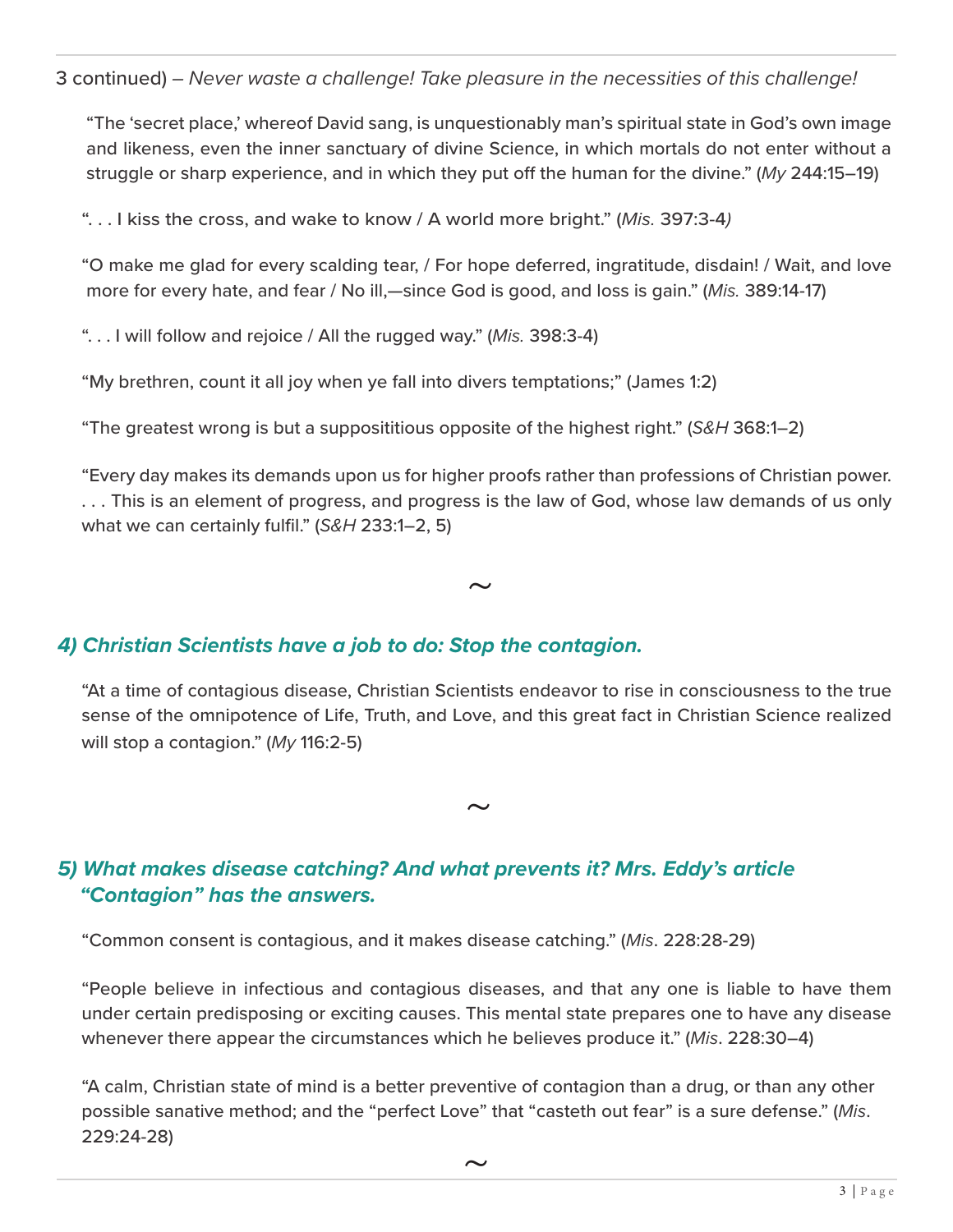3 continued) – *Never waste a challenge! Take pleasure in the necessities of this challenge!*

"The 'secret place,' whereof David sang, is unquestionably man's spiritual state in God's own image and likeness, even the inner sanctuary of divine Science, in which mortals do not enter without a struggle or sharp experience, and in which they put off the human for the divine." (*My* 244:15–19)

". . . I kiss the cross, and wake to know / A world more bright." (*Mis.* 397:3-4*)*

"O make me glad for every scalding tear, / For hope deferred, ingratitude, disdain! / Wait, and love more for every hate, and fear / No ill,—since God is good, and loss is gain." (*Mis.* 389:14-17)

". . . I will follow and rejoice / All the rugged way." (*Mis.* 398:3-4)

"My brethren, count it all joy when ye fall into divers temptations;" (James 1:2)

"The greatest wrong is but a supposititious opposite of the highest right." (*S&H* 368:1–2)

"Every day makes its demands upon us for higher proofs rather than professions of Christian power. . . . This is an element of progress, and progress is the law of God, whose law demands of us only what we can certainly fulfil." (*S&H* 233:1–2, 5)

~

### *4) Christian Scientists have a job to do: Stop the contagion.*

"At a time of contagious disease, Christian Scientists endeavor to rise in consciousness to the true sense of the omnipotence of Life, Truth, and Love, and this great fact in Christian Science realized will stop a contagion." (*My* 116:2-5)

~

### *5) What makes disease catching? And what prevents it? Mrs. Eddy's article "Contagion" has the answers.*

"Common consent is contagious, and it makes disease catching." (*Mis*. 228:28-29)

"People believe in infectious and contagious diseases, and that any one is liable to have them under certain predisposing or exciting causes. This mental state prepares one to have any disease whenever there appear the circumstances which he believes produce it." (*Mis*. 228:30–4)

"A calm, Christian state of mind is a better preventive of contagion than a drug, or than any other possible sanative method; and the "perfect Love" that "casteth out fear" is a sure defense." (*Mis*. 229:24-28)

~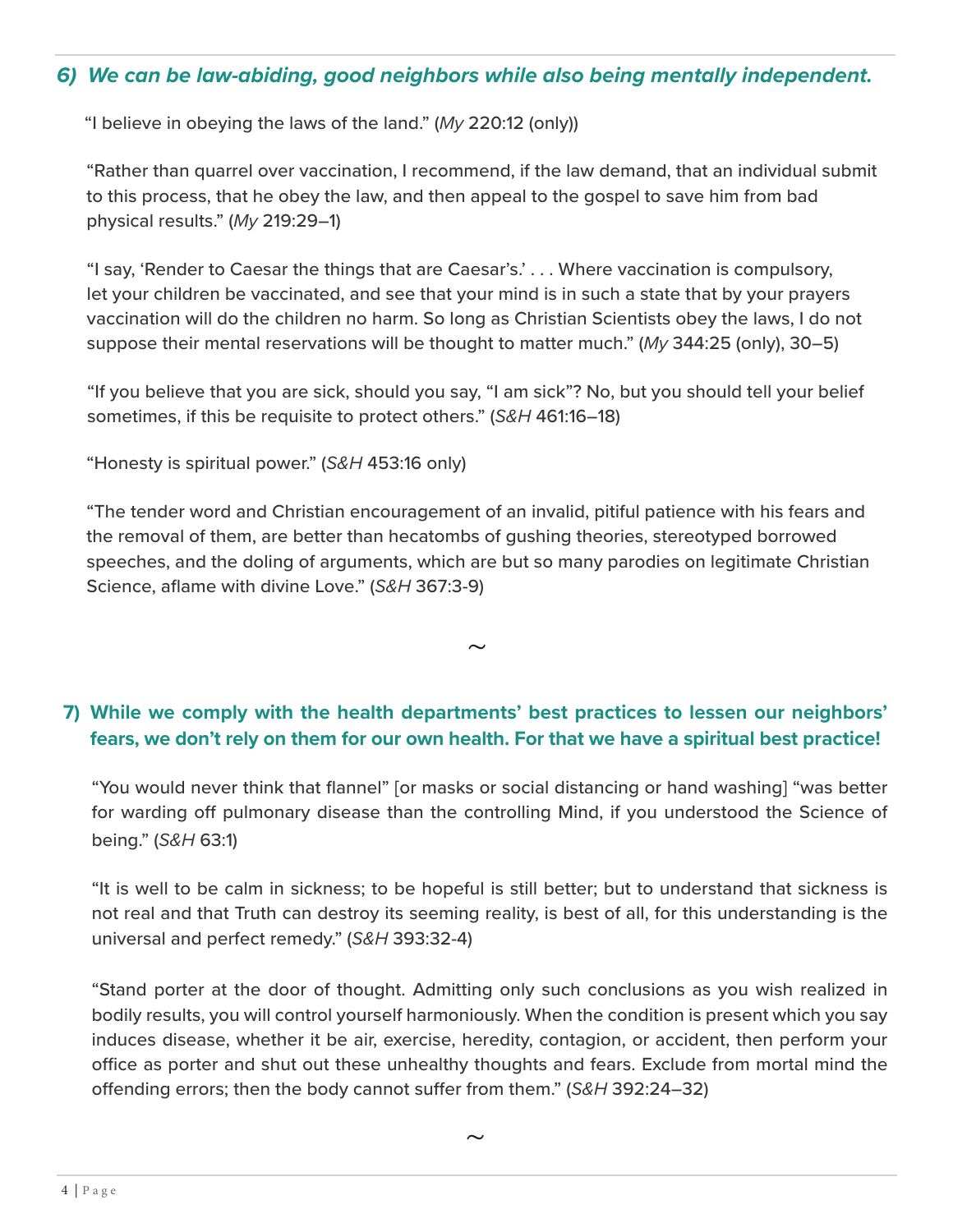### *6) We can be law-abiding, good neighbors while also being mentally independent.*

"I believe in obeying the laws of the land." (*My* 220:12 (only))

"Rather than quarrel over vaccination, I recommend, if the law demand, that an individual submit to this process, that he obey the law, and then appeal to the gospel to save him from bad physical results." (*My* 219:29–1)

"I say, 'Render to Caesar the things that are Caesar's.' . . . Where vaccination is compulsory, let your children be vaccinated, and see that your mind is in such a state that by your prayers vaccination will do the children no harm. So long as Christian Scientists obey the laws, I do not suppose their mental reservations will be thought to matter much." (*My* 344:25 (only), 30–5)

"If you believe that you are sick, should you say, "I am sick"? No, but you should tell your belief sometimes, if this be requisite to protect others." (*S&H* 461:16–18)

"Honesty is spiritual power." (*S&H* 453:16 only)

"The tender word and Christian encouragement of an invalid, pitiful patience with his fears and the removal of them, are better than hecatombs of gushing theories, stereotyped borrowed speeches, and the doling of arguments, which are but so many parodies on legitimate Christian Science, aflame with divine Love." (*S&H* 367:3-9)

~

### 7) While we comply with the health departments' best practices to lessen our neighbors' fears, we don't rely on them for our own health. For that we have a spiritual best practice!

"You would never think that flannel" [or masks or social distancing or hand washing] "was better for warding off pulmonary disease than the controlling Mind, if you understood the Science of being." (*S&H* 63:1)

"It is well to be calm in sickness; to be hopeful is still better; but to understand that sickness is not real and that Truth can destroy its seeming reality, is best of all, for this understanding is the universal and perfect remedy." (*S&H* 393:32-4)

"Stand porter at the door of thought. Admitting only such conclusions as you wish realized in bodily results, you will control yourself harmoniously. When the condition is present which you say induces disease, whether it be air, exercise, heredity, contagion, or accident, then perform your office as porter and shut out these unhealthy thoughts and fears. Exclude from mortal mind the offending errors; then the body cannot suffer from them." (*S&H* 392:24–32)

~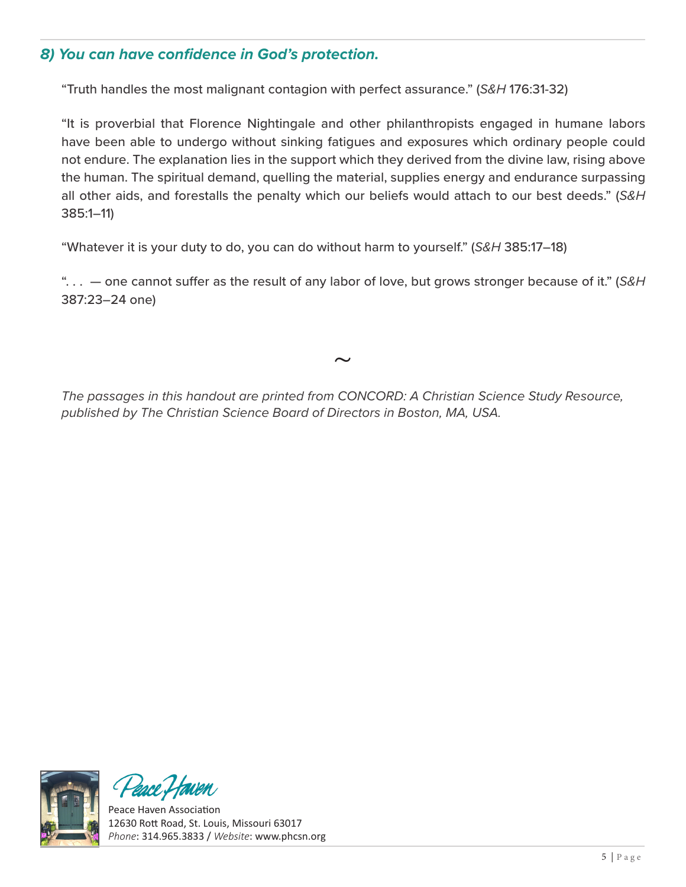### *8) You can have confidence in God's protection.*

"Truth handles the most malignant contagion with perfect assurance." (*S&H* 176:31-32)

"It is proverbial that Florence Nightingale and other philanthropists engaged in humane labors have been able to undergo without sinking fatigues and exposures which ordinary people could not endure. The explanation lies in the support which they derived from the divine law, rising above the human. The spiritual demand, quelling the material, supplies energy and endurance surpassing all other aids, and forestalls the penalty which our beliefs would attach to our best deeds." (*S&H* 385:1–11)

"Whatever it is your duty to do, you can do without harm to yourself." (*S&H* 385:17–18)

". . . — one cannot suffer as the result of any labor of love, but grows stronger because of it." (*S&H* 387:23–24 one)

~

*The passages in this handout are printed from CONCORD: A Christian Science Study Resource, published by The Christian Science Board of Directors in Boston, MA, USA.*

Peace Haven

Peace Haven Association
12630 Rott Road, St. Louis, Missouri 63017
*Phone*: 314.965.3833 / *Website*: www.phcsn.org